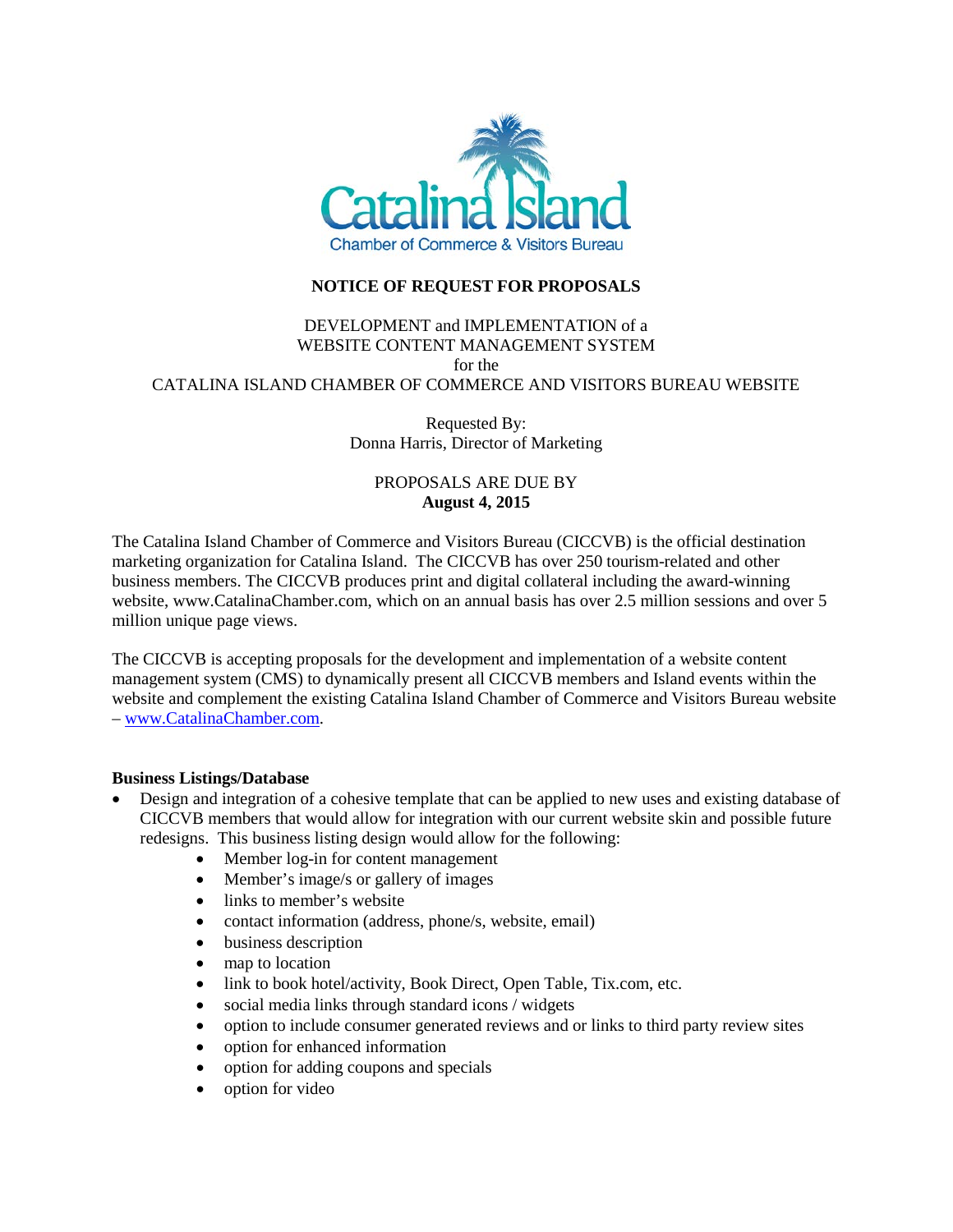Catalina Island
Chamber of Commerce & Visitors Bureau

# NOTICE OF REQUEST FOR PROPOSALS

DEVELOPMENT and IMPLEMENTATION of a
WEBSITE CONTENT MANAGEMENT SYSTEM
for the
CATALINA ISLAND CHAMBER OF COMMERCE AND VISITORS BUREAU WEBSITE

Requested By:
Donna Harris, Director of Marketing

PROPOSALS ARE DUE BY
**August 4, 2015**

The Catalina Island Chamber of Commerce and Visitors Bureau (CICCVB) is the official destination marketing organization for Catalina Island. The CICCVB has over 250 tourism-related and other business members. The CICCVB produces print and digital collateral including the award-winning website, www.CatalinaChamber.com, which on an annual basis has over 2.5 million sessions and over 5 million unique page views.

The CICCVB is accepting proposals for the development and implementation of a website content management system (CMS) to dynamically present all CICCVB members and Island events within the website and complement the existing Catalina Island Chamber of Commerce and Visitors Bureau website – www.CatalinaChamber.com.

**Business Listings/Database**

- Design and integration of a cohesive template that can be applied to new uses and existing database of CICCVB members that would allow for integration with our current website skin and possible future redesigns. This business listing design would allow for the following:
    - Member log-in for content management
    - Member's image/s or gallery of images
    - links to member's website
    - contact information (address, phone/s, website, email)
    - business description
    - map to location
    - link to book hotel/activity, Book Direct, Open Table, Tix.com, etc.
    - social media links through standard icons / widgets
    - option to include consumer generated reviews and or links to third party review sites
    - option for enhanced information
    - option for adding coupons and specials
    - option for video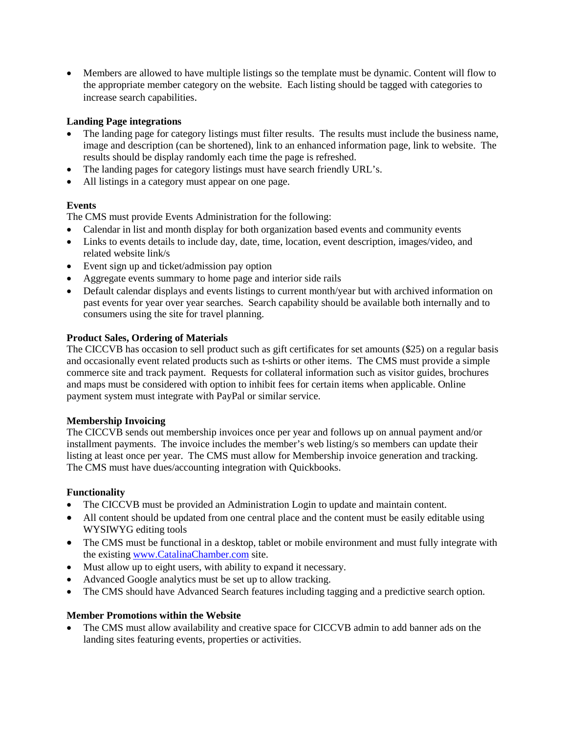- Members are allowed to have multiple listings so the template must be dynamic. Content will flow to the appropriate member category on the website. Each listing should be tagged with categories to increase search capabilities.

**Landing Page integrations**

- The landing page for category listings must filter results. The results must include the business name, image and description (can be shortened), link to an enhanced information page, link to website. The results should be display randomly each time the page is refreshed.
- The landing pages for category listings must have search friendly URL's.
- All listings in a category must appear on one page.

**Events**

The CMS must provide Events Administration for the following:

- Calendar in list and month display for both organization based events and community events
- Links to events details to include day, date, time, location, event description, images/video, and related website link/s
- Event sign up and ticket/admission pay option
- Aggregate events summary to home page and interior side rails
- Default calendar displays and events listings to current month/year but with archived information on past events for year over year searches. Search capability should be available both internally and to consumers using the site for travel planning.

**Product Sales, Ordering of Materials**

The CICCVB has occasion to sell product such as gift certificates for set amounts ($25) on a regular basis and occasionally event related products such as t-shirts or other items. The CMS must provide a simple commerce site and track payment. Requests for collateral information such as visitor guides, brochures and maps must be considered with option to inhibit fees for certain items when applicable. Online payment system must integrate with PayPal or similar service.

**Membership Invoicing**

The CICCVB sends out membership invoices once per year and follows up on annual payment and/or installment payments. The invoice includes the member's web listing/s so members can update their listing at least once per year. The CMS must allow for Membership invoice generation and tracking. The CMS must have dues/accounting integration with Quickbooks.

**Functionality**

- The CICCVB must be provided an Administration Login to update and maintain content.
- All content should be updated from one central place and the content must be easily editable using WYSIWYG editing tools
- The CMS must be functional in a desktop, tablet or mobile environment and must fully integrate with the existing [www.CatalinaChamber.com](http://www.CatalinaChamber.com) site.
- Must allow up to eight users, with ability to expand it necessary.
- Advanced Google analytics must be set up to allow tracking.
- The CMS should have Advanced Search features including tagging and a predictive search option.

**Member Promotions within the Website**

- The CMS must allow availability and creative space for CICCVB admin to add banner ads on the landing sites featuring events, properties or activities.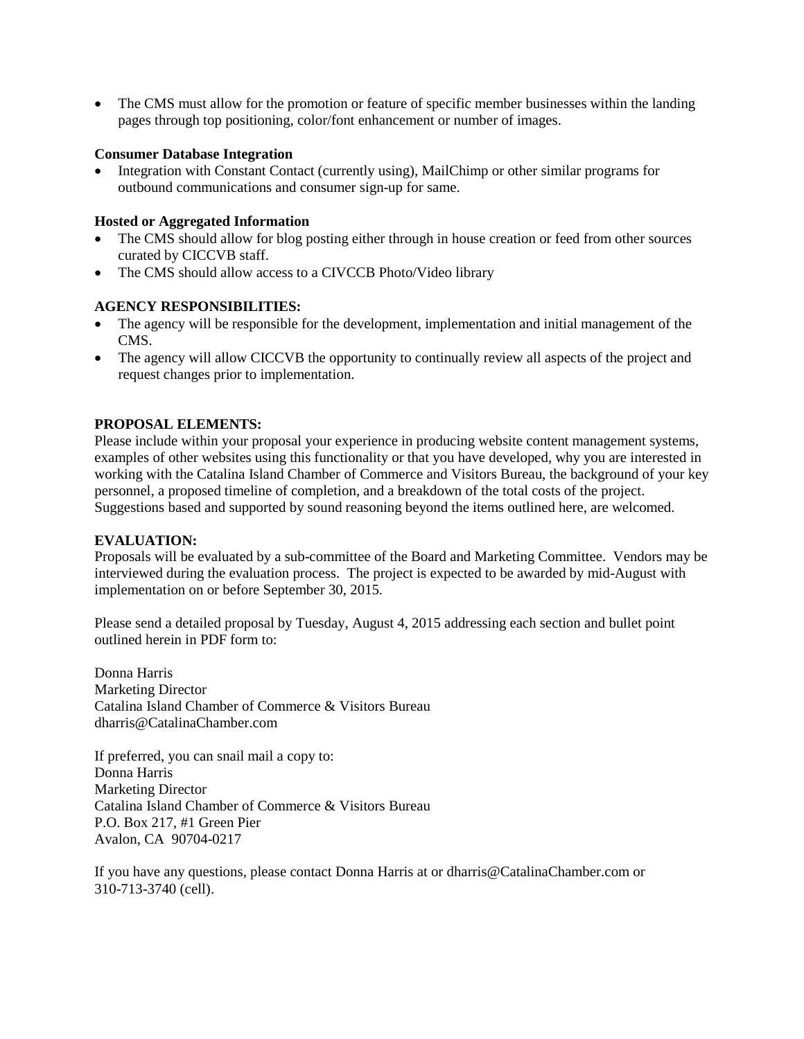- The CMS must allow for the promotion or feature of specific member businesses within the landing pages through top positioning, color/font enhancement or number of images.

**Consumer Database Integration**

- Integration with Constant Contact (currently using), MailChimp or other similar programs for outbound communications and consumer sign-up for same.

**Hosted or Aggregated Information**

- The CMS should allow for blog posting either through in house creation or feed from other sources curated by CICCVB staff.
- The CMS should allow access to a CIVCCB Photo/Video library

**AGENCY RESPONSIBILITIES:**

- The agency will be responsible for the development, implementation and initial management of the CMS.
- The agency will allow CICCVB the opportunity to continually review all aspects of the project and request changes prior to implementation.

**PROPOSAL ELEMENTS:**

Please include within your proposal your experience in producing website content management systems, examples of other websites using this functionality or that you have developed, why you are interested in working with the Catalina Island Chamber of Commerce and Visitors Bureau, the background of your key personnel, a proposed timeline of completion, and a breakdown of the total costs of the project. Suggestions based and supported by sound reasoning beyond the items outlined here, are welcomed.

**EVALUATION:**

Proposals will be evaluated by a sub-committee of the Board and Marketing Committee. Vendors may be interviewed during the evaluation process. The project is expected to be awarded by mid-August with implementation on or before September 30, 2015.

Please send a detailed proposal by Tuesday, August 4, 2015 addressing each section and bullet point outlined herein in PDF form to:

Donna Harris
Marketing Director
Catalina Island Chamber of Commerce & Visitors Bureau
dharris@CatalinaChamber.com

If preferred, you can snail mail a copy to:
Donna Harris
Marketing Director
Catalina Island Chamber of Commerce & Visitors Bureau
P.O. Box 217, #1 Green Pier
Avalon, CA 90704-0217

If you have any questions, please contact Donna Harris at or dharris@CatalinaChamber.com or 310-713-3740 (cell).